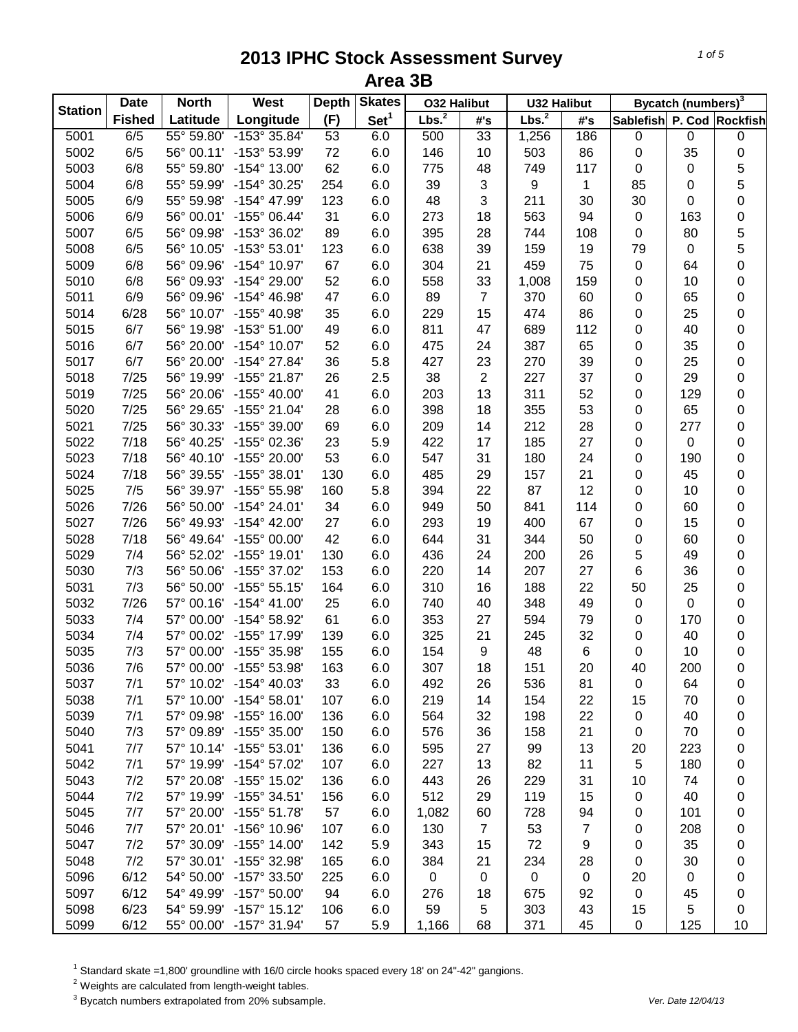# 2013 IPHC Stock Assessment Survey
## Area 3B

| Station | Date | North | West | Depth | Skates | O32 Halibut | | U32 Halibut | | Bycatch (numbers)[3] | | |
|---|---|---|---|---|---|---|---|---|---|---|---|---|
| | Fished | Latitude | Longitude | (F) | Set[1] | Lbs.[2] | #'s | Lbs.[2] | #'s | Sablefish | P. Cod | Rockfish |
| 5001 | 6/5 | 55° 59.80' | -153° 35.84' | 53 | 6.0 | 500 | 33 | 1,256 | 186 | 0 | 0 | 0 |
| 5002 | 6/5 | 56° 00.11' | -153° 53.99' | 72 | 6.0 | 146 | 10 | 503 | 86 | 0 | 35 | 0 |
| 5003 | 6/8 | 55° 59.80' | -154° 13.00' | 62 | 6.0 | 775 | 48 | 749 | 117 | 0 | 0 | 5 |
| 5004 | 6/8 | 55° 59.99' | -154° 30.25' | 254 | 6.0 | 39 | 3 | 9 | 1 | 85 | 0 | 5 |
| 5005 | 6/9 | 55° 59.98' | -154° 47.99' | 123 | 6.0 | 48 | 3 | 211 | 30 | 30 | 0 | 0 |
| 5006 | 6/9 | 56° 00.01' | -155° 06.44' | 31 | 6.0 | 273 | 18 | 563 | 94 | 0 | 163 | 0 |
| 5007 | 6/5 | 56° 09.98' | -153° 36.02' | 89 | 6.0 | 395 | 28 | 744 | 108 | 0 | 80 | 5 |
| 5008 | 6/5 | 56° 10.05' | -153° 53.01' | 123 | 6.0 | 638 | 39 | 159 | 19 | 79 | 0 | 5 |
| 5009 | 6/8 | 56° 09.96' | -154° 10.97' | 67 | 6.0 | 304 | 21 | 459 | 75 | 0 | 64 | 0 |
| 5010 | 6/8 | 56° 09.93' | -154° 29.00' | 52 | 6.0 | 558 | 33 | 1,008 | 159 | 0 | 10 | 0 |
| 5011 | 6/9 | 56° 09.96' | -154° 46.98' | 47 | 6.0 | 89 | 7 | 370 | 60 | 0 | 65 | 0 |
| 5014 | 6/28 | 56° 10.07' | -155° 40.98' | 35 | 6.0 | 229 | 15 | 474 | 86 | 0 | 25 | 0 |
| 5015 | 6/7 | 56° 19.98' | -153° 51.00' | 49 | 6.0 | 811 | 47 | 689 | 112 | 0 | 40 | 0 |
| 5016 | 6/7 | 56° 20.00' | -154° 10.07' | 52 | 6.0 | 475 | 24 | 387 | 65 | 0 | 35 | 0 |
| 5017 | 6/7 | 56° 20.00' | -154° 27.84' | 36 | 5.8 | 427 | 23 | 270 | 39 | 0 | 25 | 0 |
| 5018 | 7/25 | 56° 19.99' | -155° 21.87' | 26 | 2.5 | 38 | 2 | 227 | 37 | 0 | 29 | 0 |
| 5019 | 7/25 | 56° 20.06' | -155° 40.00' | 41 | 6.0 | 203 | 13 | 311 | 52 | 0 | 129 | 0 |
| 5020 | 7/25 | 56° 29.65' | -155° 21.04' | 28 | 6.0 | 398 | 18 | 355 | 53 | 0 | 65 | 0 |
| 5021 | 7/25 | 56° 30.33' | -155° 39.00' | 69 | 6.0 | 209 | 14 | 212 | 28 | 0 | 277 | 0 |
| 5022 | 7/18 | 56° 40.25' | -155° 02.36' | 23 | 5.9 | 422 | 17 | 185 | 27 | 0 | 0 | 0 |
| 5023 | 7/18 | 56° 40.10' | -155° 20.00' | 53 | 6.0 | 547 | 31 | 180 | 24 | 0 | 190 | 0 |
| 5024 | 7/18 | 56° 39.55' | -155° 38.01' | 130 | 6.0 | 485 | 29 | 157 | 21 | 0 | 45 | 0 |
| 5025 | 7/5 | 56° 39.97' | -155° 55.98' | 160 | 5.8 | 394 | 22 | 87 | 12 | 0 | 10 | 0 |
| 5026 | 7/26 | 56° 50.00' | -154° 24.01' | 34 | 6.0 | 949 | 50 | 841 | 114 | 0 | 60 | 0 |
| 5027 | 7/26 | 56° 49.93' | -154° 42.00' | 27 | 6.0 | 293 | 19 | 400 | 67 | 0 | 15 | 0 |
| 5028 | 7/18 | 56° 49.64' | -155° 00.00' | 42 | 6.0 | 644 | 31 | 344 | 50 | 0 | 60 | 0 |
| 5029 | 7/4 | 56° 52.02' | -155° 19.01' | 130 | 6.0 | 436 | 24 | 200 | 26 | 5 | 49 | 0 |
| 5030 | 7/3 | 56° 50.06' | -155° 37.02' | 153 | 6.0 | 220 | 14 | 207 | 27 | 6 | 36 | 0 |
| 5031 | 7/3 | 56° 50.00' | -155° 55.15' | 164 | 6.0 | 310 | 16 | 188 | 22 | 50 | 25 | 0 |
| 5032 | 7/26 | 57° 00.16' | -154° 41.00' | 25 | 6.0 | 740 | 40 | 348 | 49 | 0 | 0 | 0 |
| 5033 | 7/4 | 57° 00.00' | -154° 58.92' | 61 | 6.0 | 353 | 27 | 594 | 79 | 0 | 170 | 0 |
| 5034 | 7/4 | 57° 00.02' | -155° 17.99' | 139 | 6.0 | 325 | 21 | 245 | 32 | 0 | 40 | 0 |
| 5035 | 7/3 | 57° 00.00' | -155° 35.98' | 155 | 6.0 | 154 | 9 | 48 | 6 | 0 | 10 | 0 |
| 5036 | 7/6 | 57° 00.00' | -155° 53.98' | 163 | 6.0 | 307 | 18 | 151 | 20 | 40 | 200 | 0 |
| 5037 | 7/1 | 57° 10.02' | -154° 40.03' | 33 | 6.0 | 492 | 26 | 536 | 81 | 0 | 64 | 0 |
| 5038 | 7/1 | 57° 10.00' | -154° 58.01' | 107 | 6.0 | 219 | 14 | 154 | 22 | 15 | 70 | 0 |
| 5039 | 7/1 | 57° 09.98' | -155° 16.00' | 136 | 6.0 | 564 | 32 | 198 | 22 | 0 | 40 | 0 |
| 5040 | 7/3 | 57° 09.89' | -155° 35.00' | 150 | 6.0 | 576 | 36 | 158 | 21 | 0 | 70 | 0 |
| 5041 | 7/7 | 57° 10.14' | -155° 53.01' | 136 | 6.0 | 595 | 27 | 99 | 13 | 20 | 223 | 0 |
| 5042 | 7/1 | 57° 19.99' | -154° 57.02' | 107 | 6.0 | 227 | 13 | 82 | 11 | 5 | 180 | 0 |
| 5043 | 7/2 | 57° 20.08' | -155° 15.02' | 136 | 6.0 | 443 | 26 | 229 | 31 | 10 | 74 | 0 |
| 5044 | 7/2 | 57° 19.99' | -155° 34.51' | 156 | 6.0 | 512 | 29 | 119 | 15 | 0 | 40 | 0 |
| 5045 | 7/7 | 57° 20.00' | -155° 51.78' | 57 | 6.0 | 1,082 | 60 | 728 | 94 | 0 | 101 | 0 |
| 5046 | 7/7 | 57° 20.01' | -156° 10.96' | 107 | 6.0 | 130 | 7 | 53 | 7 | 0 | 208 | 0 |
| 5047 | 7/2 | 57° 30.09' | -155° 14.00' | 142 | 5.9 | 343 | 15 | 72 | 9 | 0 | 35 | 0 |
| 5048 | 7/2 | 57° 30.01' | -155° 32.98' | 165 | 6.0 | 384 | 21 | 234 | 28 | 0 | 30 | 0 |
| 5096 | 6/12 | 54° 50.00' | -157° 33.50' | 225 | 6.0 | 0 | 0 | 0 | 0 | 20 | 0 | 0 |
| 5097 | 6/12 | 54° 49.99' | -157° 50.00' | 94 | 6.0 | 276 | 18 | 675 | 92 | 0 | 45 | 0 |
| 5098 | 6/23 | 54° 59.99' | -157° 15.12' | 106 | 6.0 | 59 | 5 | 303 | 43 | 15 | 5 | 0 |
| 5099 | 6/12 | 55° 00.00' | -157° 31.94' | 57 | 5.9 | 1,166 | 68 | 371 | 45 | 0 | 125 | 10 |

[1] Standard skate =1,800' groundline with 16/0 circle hooks spaced every 18' on 24"-42" gangions.
[2] Weights are calculated from length-weight tables.
[3] Bycatch numbers extrapolated from 20% subsample.

Ver. Date 12/04/13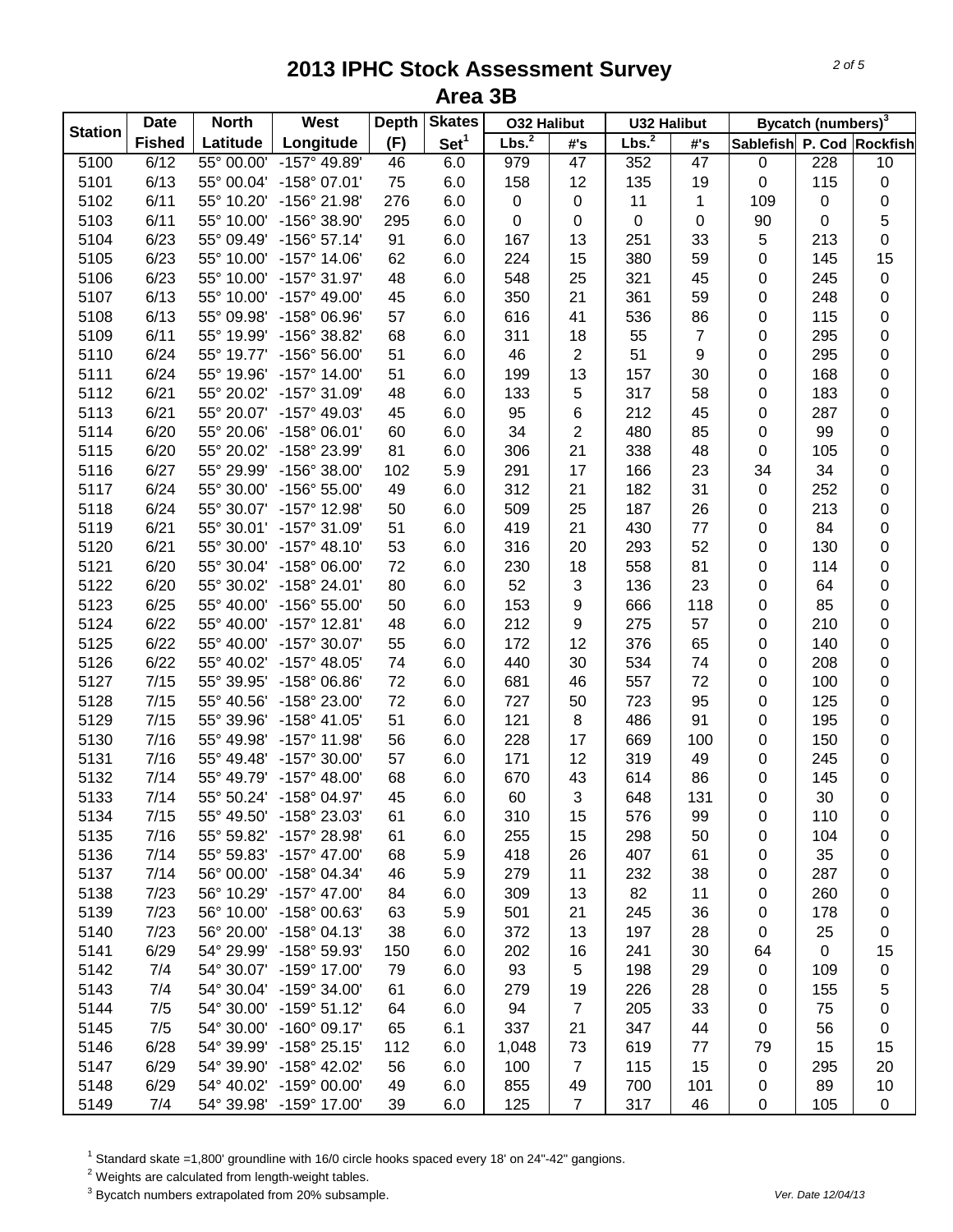# 2013 IPHC Stock Assessment Survey

## Area 3B

| Station | Date | North | West | Depth | Skates | O32 Halibut | | U32 Halibut | | Bycatch (numbers)[3] | | |
|---|---|---|---|---|---|---|---|---|---|---|---|---|
| | Fished | Latitude | Longitude | (F) | Set[1] | Lbs.[2] | #'s | Lbs.[2] | #'s | Sablefish | P. Cod | Rockfish |
| 5100 | 6/12 | 55° 00.00' | -157° 49.89' | 46 | 6.0 | 979 | 47 | 352 | 47 | 0 | 228 | 10 |
| 5101 | 6/13 | 55° 00.04' | -158° 07.01' | 75 | 6.0 | 158 | 12 | 135 | 19 | 0 | 115 | 0 |
| 5102 | 6/11 | 55° 10.20' | -156° 21.98' | 276 | 6.0 | 0 | 0 | 11 | 1 | 109 | 0 | 0 |
| 5103 | 6/11 | 55° 10.00' | -156° 38.90' | 295 | 6.0 | 0 | 0 | 0 | 0 | 90 | 0 | 5 |
| 5104 | 6/23 | 55° 09.49' | -156° 57.14' | 91 | 6.0 | 167 | 13 | 251 | 33 | 5 | 213 | 0 |
| 5105 | 6/23 | 55° 10.00' | -157° 14.06' | 62 | 6.0 | 224 | 15 | 380 | 59 | 0 | 145 | 15 |
| 5106 | 6/23 | 55° 10.00' | -157° 31.97' | 48 | 6.0 | 548 | 25 | 321 | 45 | 0 | 245 | 0 |
| 5107 | 6/13 | 55° 10.00' | -157° 49.00' | 45 | 6.0 | 350 | 21 | 361 | 59 | 0 | 248 | 0 |
| 5108 | 6/13 | 55° 09.98' | -158° 06.96' | 57 | 6.0 | 616 | 41 | 536 | 86 | 0 | 115 | 0 |
| 5109 | 6/11 | 55° 19.99' | -156° 38.82' | 68 | 6.0 | 311 | 18 | 55 | 7 | 0 | 295 | 0 |
| 5110 | 6/24 | 55° 19.77' | -156° 56.00' | 51 | 6.0 | 46 | 2 | 51 | 9 | 0 | 295 | 0 |
| 5111 | 6/24 | 55° 19.96' | -157° 14.00' | 51 | 6.0 | 199 | 13 | 157 | 30 | 0 | 168 | 0 |
| 5112 | 6/21 | 55° 20.02' | -157° 31.09' | 48 | 6.0 | 133 | 5 | 317 | 58 | 0 | 183 | 0 |
| 5113 | 6/21 | 55° 20.07' | -157° 49.03' | 45 | 6.0 | 95 | 6 | 212 | 45 | 0 | 287 | 0 |
| 5114 | 6/20 | 55° 20.06' | -158° 06.01' | 60 | 6.0 | 34 | 2 | 480 | 85 | 0 | 99 | 0 |
| 5115 | 6/20 | 55° 20.02' | -158° 23.99' | 81 | 6.0 | 306 | 21 | 338 | 48 | 0 | 105 | 0 |
| 5116 | 6/27 | 55° 29.99' | -156° 38.00' | 102 | 5.9 | 291 | 17 | 166 | 23 | 34 | 34 | 0 |
| 5117 | 6/24 | 55° 30.00' | -156° 55.00' | 49 | 6.0 | 312 | 21 | 182 | 31 | 0 | 252 | 0 |
| 5118 | 6/24 | 55° 30.07' | -157° 12.98' | 50 | 6.0 | 509 | 25 | 187 | 26 | 0 | 213 | 0 |
| 5119 | 6/21 | 55° 30.01' | -157° 31.09' | 51 | 6.0 | 419 | 21 | 430 | 77 | 0 | 84 | 0 |
| 5120 | 6/21 | 55° 30.00' | -157° 48.10' | 53 | 6.0 | 316 | 20 | 293 | 52 | 0 | 130 | 0 |
| 5121 | 6/20 | 55° 30.04' | -158° 06.00' | 72 | 6.0 | 230 | 18 | 558 | 81 | 0 | 114 | 0 |
| 5122 | 6/20 | 55° 30.02' | -158° 24.01' | 80 | 6.0 | 52 | 3 | 136 | 23 | 0 | 64 | 0 |
| 5123 | 6/25 | 55° 40.00' | -156° 55.00' | 50 | 6.0 | 153 | 9 | 666 | 118 | 0 | 85 | 0 |
| 5124 | 6/22 | 55° 40.00' | -157° 12.81' | 48 | 6.0 | 212 | 9 | 275 | 57 | 0 | 210 | 0 |
| 5125 | 6/22 | 55° 40.00' | -157° 30.07' | 55 | 6.0 | 172 | 12 | 376 | 65 | 0 | 140 | 0 |
| 5126 | 6/22 | 55° 40.02' | -157° 48.05' | 74 | 6.0 | 440 | 30 | 534 | 74 | 0 | 208 | 0 |
| 5127 | 7/15 | 55° 39.95' | -158° 06.86' | 72 | 6.0 | 681 | 46 | 557 | 72 | 0 | 100 | 0 |
| 5128 | 7/15 | 55° 40.56' | -158° 23.00' | 72 | 6.0 | 727 | 50 | 723 | 95 | 0 | 125 | 0 |
| 5129 | 7/15 | 55° 39.96' | -158° 41.05' | 51 | 6.0 | 121 | 8 | 486 | 91 | 0 | 195 | 0 |
| 5130 | 7/16 | 55° 49.98' | -157° 11.98' | 56 | 6.0 | 228 | 17 | 669 | 100 | 0 | 150 | 0 |
| 5131 | 7/16 | 55° 49.48' | -157° 30.00' | 57 | 6.0 | 171 | 12 | 319 | 49 | 0 | 245 | 0 |
| 5132 | 7/14 | 55° 49.79' | -157° 48.00' | 68 | 6.0 | 670 | 43 | 614 | 86 | 0 | 145 | 0 |
| 5133 | 7/14 | 55° 50.24' | -158° 04.97' | 45 | 6.0 | 60 | 3 | 648 | 131 | 0 | 30 | 0 |
| 5134 | 7/15 | 55° 49.50' | -158° 23.03' | 61 | 6.0 | 310 | 15 | 576 | 99 | 0 | 110 | 0 |
| 5135 | 7/16 | 55° 59.82' | -157° 28.98' | 61 | 6.0 | 255 | 15 | 298 | 50 | 0 | 104 | 0 |
| 5136 | 7/14 | 55° 59.83' | -157° 47.00' | 68 | 5.9 | 418 | 26 | 407 | 61 | 0 | 35 | 0 |
| 5137 | 7/14 | 56° 00.00' | -158° 04.34' | 46 | 5.9 | 279 | 11 | 232 | 38 | 0 | 287 | 0 |
| 5138 | 7/23 | 56° 10.29' | -157° 47.00' | 84 | 6.0 | 309 | 13 | 82 | 11 | 0 | 260 | 0 |
| 5139 | 7/23 | 56° 10.00' | -158° 00.63' | 63 | 5.9 | 501 | 21 | 245 | 36 | 0 | 178 | 0 |
| 5140 | 7/23 | 56° 20.00' | -158° 04.13' | 38 | 6.0 | 372 | 13 | 197 | 28 | 0 | 25 | 0 |
| 5141 | 6/29 | 54° 29.99' | -158° 59.93' | 150 | 6.0 | 202 | 16 | 241 | 30 | 64 | 0 | 15 |
| 5142 | 7/4 | 54° 30.07' | -159° 17.00' | 79 | 6.0 | 93 | 5 | 198 | 29 | 0 | 109 | 0 |
| 5143 | 7/4 | 54° 30.04' | -159° 34.00' | 61 | 6.0 | 279 | 19 | 226 | 28 | 0 | 155 | 5 |
| 5144 | 7/5 | 54° 30.00' | -159° 51.12' | 64 | 6.0 | 94 | 7 | 205 | 33 | 0 | 75 | 0 |
| 5145 | 7/5 | 54° 30.00' | -160° 09.17' | 65 | 6.1 | 337 | 21 | 347 | 44 | 0 | 56 | 0 |
| 5146 | 6/28 | 54° 39.99' | -158° 25.15' | 112 | 6.0 | 1,048 | 73 | 619 | 77 | 79 | 15 | 15 |
| 5147 | 6/29 | 54° 39.90' | -158° 42.02' | 56 | 6.0 | 100 | 7 | 115 | 15 | 0 | 295 | 20 |
| 5148 | 6/29 | 54° 40.02' | -159° 00.00' | 49 | 6.0 | 855 | 49 | 700 | 101 | 0 | 89 | 10 |
| 5149 | 7/4 | 54° 39.98' | -159° 17.00' | 39 | 6.0 | 125 | 7 | 317 | 46 | 0 | 105 | 0 |

[1] Standard skate =1,800' groundline with 16/0 circle hooks spaced every 18' on 24"-42" gangions.
[2] Weights are calculated from length-weight tables.
[3] Bycatch numbers extrapolated from 20% subsample.

Ver. Date 12/04/13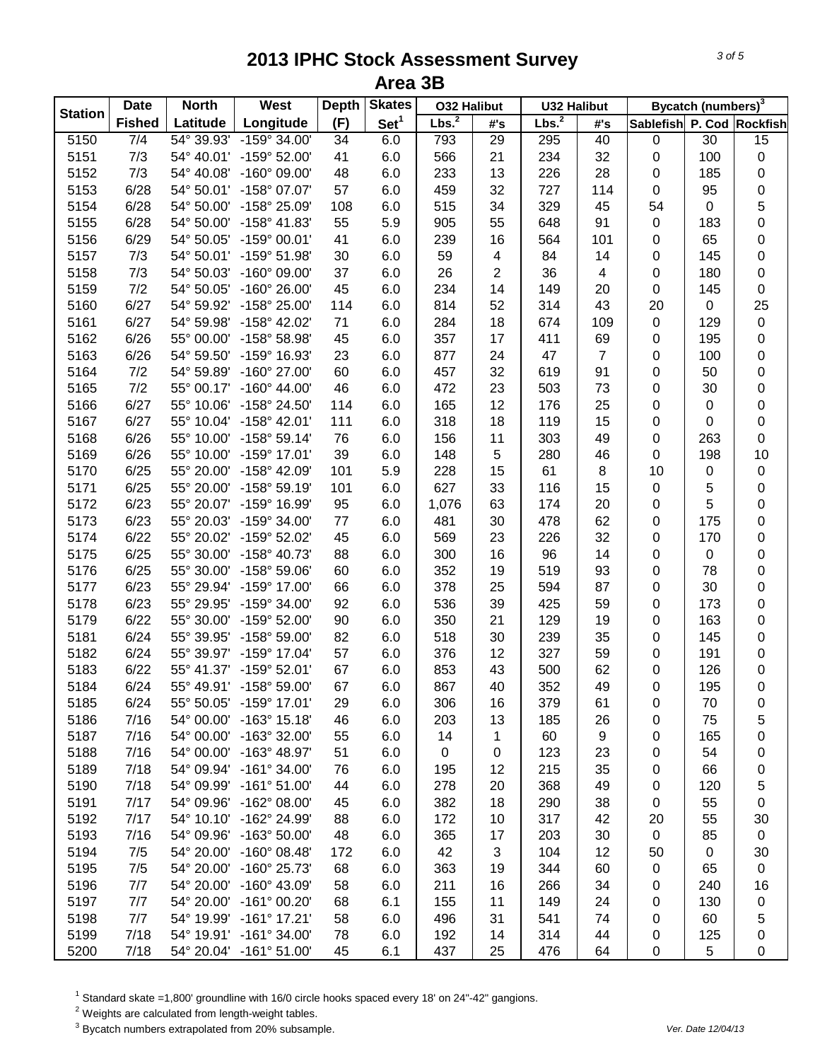# 2013 IPHC Stock Assessment Survey
## Area 3B

| Station | Date | North | West | Depth | Skates | O32 Halibut | | U32 Halibut | | Bycatch (numbers)[3] | | |
|---|---|---|---|---|---|---|---|---|---|---|---|---|
| | Fished | Latitude | Longitude | (F) | Set[1] | Lbs.[2] | #'s | Lbs.[2] | #'s | Sablefish | P. Cod | Rockfish |
| 5150 | 7/4 | 54° 39.93' | -159° 34.00' | 34 | 6.0 | 793 | 29 | 295 | 40 | 0 | 30 | 15 |
| 5151 | 7/3 | 54° 40.01' | -159° 52.00' | 41 | 6.0 | 566 | 21 | 234 | 32 | 0 | 100 | 0 |
| 5152 | 7/3 | 54° 40.08' | -160° 09.00' | 48 | 6.0 | 233 | 13 | 226 | 28 | 0 | 185 | 0 |
| 5153 | 6/28 | 54° 50.01' | -158° 07.07' | 57 | 6.0 | 459 | 32 | 727 | 114 | 0 | 95 | 0 |
| 5154 | 6/28 | 54° 50.00' | -158° 25.09' | 108 | 6.0 | 515 | 34 | 329 | 45 | 54 | 0 | 5 |
| 5155 | 6/28 | 54° 50.00' | -158° 41.83' | 55 | 5.9 | 905 | 55 | 648 | 91 | 0 | 183 | 0 |
| 5156 | 6/29 | 54° 50.05' | -159° 00.01' | 41 | 6.0 | 239 | 16 | 564 | 101 | 0 | 65 | 0 |
| 5157 | 7/3 | 54° 50.01' | -159° 51.98' | 30 | 6.0 | 59 | 4 | 84 | 14 | 0 | 145 | 0 |
| 5158 | 7/3 | 54° 50.03' | -160° 09.00' | 37 | 6.0 | 26 | 2 | 36 | 4 | 0 | 180 | 0 |
| 5159 | 7/2 | 54° 50.05' | -160° 26.00' | 45 | 6.0 | 234 | 14 | 149 | 20 | 0 | 145 | 0 |
| 5160 | 6/27 | 54° 59.92' | -158° 25.00' | 114 | 6.0 | 814 | 52 | 314 | 43 | 20 | 0 | 25 |
| 5161 | 6/27 | 54° 59.98' | -158° 42.02' | 71 | 6.0 | 284 | 18 | 674 | 109 | 0 | 129 | 0 |
| 5162 | 6/26 | 55° 00.00' | -158° 58.98' | 45 | 6.0 | 357 | 17 | 411 | 69 | 0 | 195 | 0 |
| 5163 | 6/26 | 54° 59.50' | -159° 16.93' | 23 | 6.0 | 877 | 24 | 47 | 7 | 0 | 100 | 0 |
| 5164 | 7/2 | 54° 59.89' | -160° 27.00' | 60 | 6.0 | 457 | 32 | 619 | 91 | 0 | 50 | 0 |
| 5165 | 7/2 | 55° 00.17' | -160° 44.00' | 46 | 6.0 | 472 | 23 | 503 | 73 | 0 | 30 | 0 |
| 5166 | 6/27 | 55° 10.06' | -158° 24.50' | 114 | 6.0 | 165 | 12 | 176 | 25 | 0 | 0 | 0 |
| 5167 | 6/27 | 55° 10.04' | -158° 42.01' | 111 | 6.0 | 318 | 18 | 119 | 15 | 0 | 0 | 0 |
| 5168 | 6/26 | 55° 10.00' | -158° 59.14' | 76 | 6.0 | 156 | 11 | 303 | 49 | 0 | 263 | 0 |
| 5169 | 6/26 | 55° 10.00' | -159° 17.01' | 39 | 6.0 | 148 | 5 | 280 | 46 | 0 | 198 | 10 |
| 5170 | 6/25 | 55° 20.00' | -158° 42.09' | 101 | 5.9 | 228 | 15 | 61 | 8 | 10 | 0 | 0 |
| 5171 | 6/25 | 55° 20.00' | -158° 59.19' | 101 | 6.0 | 627 | 33 | 116 | 15 | 0 | 5 | 0 |
| 5172 | 6/23 | 55° 20.07' | -159° 16.99' | 95 | 6.0 | 1,076 | 63 | 174 | 20 | 0 | 5 | 0 |
| 5173 | 6/23 | 55° 20.03' | -159° 34.00' | 77 | 6.0 | 481 | 30 | 478 | 62 | 0 | 175 | 0 |
| 5174 | 6/22 | 55° 20.02' | -159° 52.02' | 45 | 6.0 | 569 | 23 | 226 | 32 | 0 | 170 | 0 |
| 5175 | 6/25 | 55° 30.00' | -158° 40.73' | 88 | 6.0 | 300 | 16 | 96 | 14 | 0 | 0 | 0 |
| 5176 | 6/25 | 55° 30.00' | -158° 59.06' | 60 | 6.0 | 352 | 19 | 519 | 93 | 0 | 78 | 0 |
| 5177 | 6/23 | 55° 29.94' | -159° 17.00' | 66 | 6.0 | 378 | 25 | 594 | 87 | 0 | 30 | 0 |
| 5178 | 6/23 | 55° 29.95' | -159° 34.00' | 92 | 6.0 | 536 | 39 | 425 | 59 | 0 | 173 | 0 |
| 5179 | 6/22 | 55° 30.00' | -159° 52.00' | 90 | 6.0 | 350 | 21 | 129 | 19 | 0 | 163 | 0 |
| 5181 | 6/24 | 55° 39.95' | -158° 59.00' | 82 | 6.0 | 518 | 30 | 239 | 35 | 0 | 145 | 0 |
| 5182 | 6/24 | 55° 39.97' | -159° 17.04' | 57 | 6.0 | 376 | 12 | 327 | 59 | 0 | 191 | 0 |
| 5183 | 6/22 | 55° 41.37' | -159° 52.01' | 67 | 6.0 | 853 | 43 | 500 | 62 | 0 | 126 | 0 |
| 5184 | 6/24 | 55° 49.91' | -158° 59.00' | 67 | 6.0 | 867 | 40 | 352 | 49 | 0 | 195 | 0 |
| 5185 | 6/24 | 55° 50.05' | -159° 17.01' | 29 | 6.0 | 306 | 16 | 379 | 61 | 0 | 70 | 0 |
| 5186 | 7/16 | 54° 00.00' | -163° 15.18' | 46 | 6.0 | 203 | 13 | 185 | 26 | 0 | 75 | 5 |
| 5187 | 7/16 | 54° 00.00' | -163° 32.00' | 55 | 6.0 | 14 | 1 | 60 | 9 | 0 | 165 | 0 |
| 5188 | 7/16 | 54° 00.00' | -163° 48.97' | 51 | 6.0 | 0 | 0 | 123 | 23 | 0 | 54 | 0 |
| 5189 | 7/18 | 54° 09.94' | -161° 34.00' | 76 | 6.0 | 195 | 12 | 215 | 35 | 0 | 66 | 0 |
| 5190 | 7/18 | 54° 09.99' | -161° 51.00' | 44 | 6.0 | 278 | 20 | 368 | 49 | 0 | 120 | 5 |
| 5191 | 7/17 | 54° 09.96' | -162° 08.00' | 45 | 6.0 | 382 | 18 | 290 | 38 | 0 | 55 | 0 |
| 5192 | 7/17 | 54° 10.10' | -162° 24.99' | 88 | 6.0 | 172 | 10 | 317 | 42 | 20 | 55 | 30 |
| 5193 | 7/16 | 54° 09.96' | -163° 50.00' | 48 | 6.0 | 365 | 17 | 203 | 30 | 0 | 85 | 0 |
| 5194 | 7/5 | 54° 20.00' | -160° 08.48' | 172 | 6.0 | 42 | 3 | 104 | 12 | 50 | 0 | 30 |
| 5195 | 7/5 | 54° 20.00' | -160° 25.73' | 68 | 6.0 | 363 | 19 | 344 | 60 | 0 | 65 | 0 |
| 5196 | 7/7 | 54° 20.00' | -160° 43.09' | 58 | 6.0 | 211 | 16 | 266 | 34 | 0 | 240 | 16 |
| 5197 | 7/7 | 54° 20.00' | -161° 00.20' | 68 | 6.1 | 155 | 11 | 149 | 24 | 0 | 130 | 0 |
| 5198 | 7/7 | 54° 19.99' | -161° 17.21' | 58 | 6.0 | 496 | 31 | 541 | 74 | 0 | 60 | 5 |
| 5199 | 7/18 | 54° 19.91' | -161° 34.00' | 78 | 6.0 | 192 | 14 | 314 | 44 | 0 | 125 | 0 |
| 5200 | 7/18 | 54° 20.04' | -161° 51.00' | 45 | 6.1 | 437 | 25 | 476 | 64 | 0 | 5 | 0 |

[1] Standard skate =1,800' groundline with 16/0 circle hooks spaced every 18' on 24"-42" gangions.

[2] Weights are calculated from length-weight tables.

[3] Bycatch numbers extrapolated from 20% subsample.

*Ver. Date 12/04/13*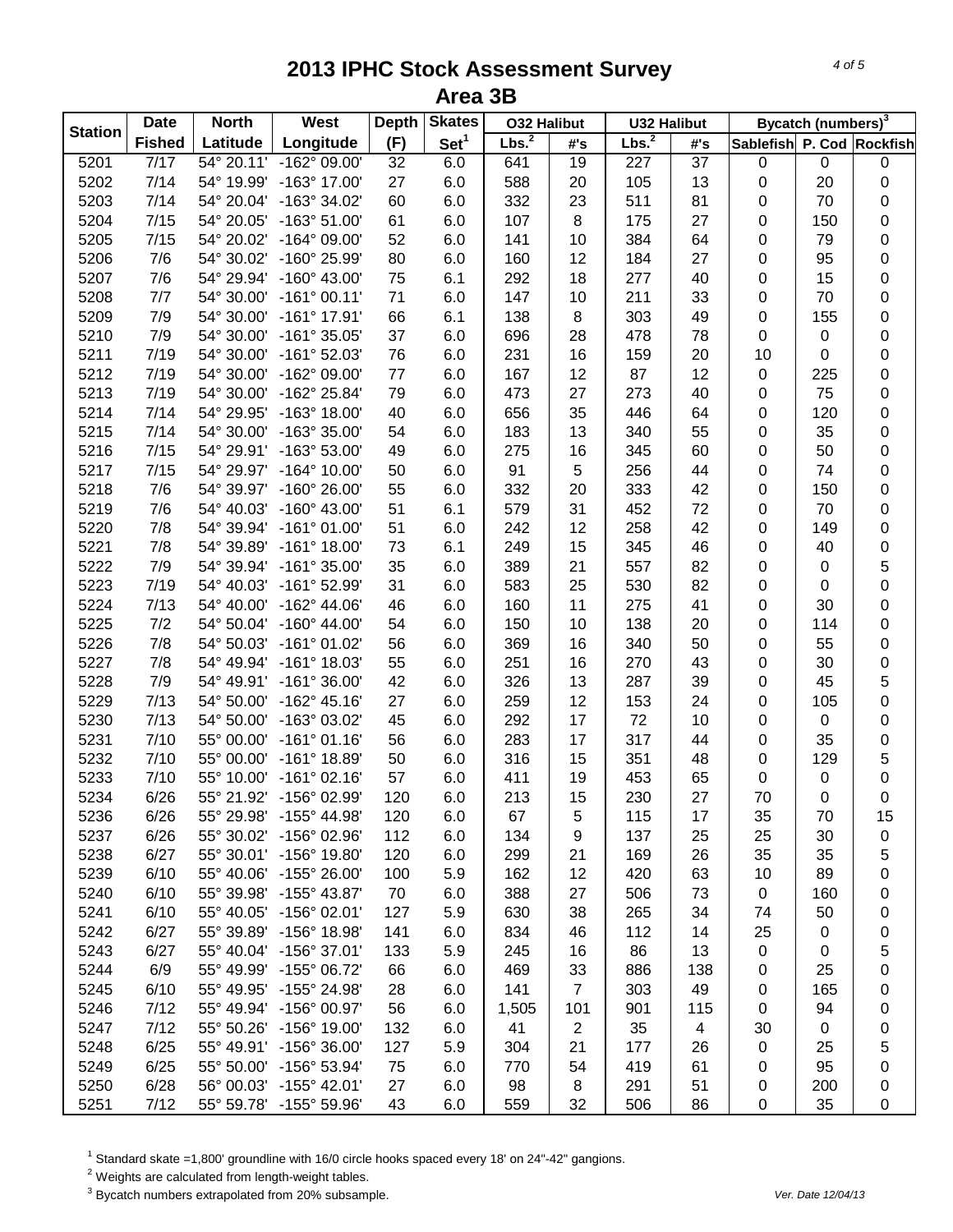# 2013 IPHC Stock Assessment Survey
## Area 3B

| Station | Date | North | West | Depth | Skates | O32 Halibut | | U32 Halibut | | Bycatch (numbers)[3] | | |
|---|---|---|---|---|---|---|---|---|---|---|---|---|
| | Fished | Latitude | Longitude | (F) | Set[1] | Lbs.[2] | #'s | Lbs.[2] | #'s | Sablefish | P. Cod | Rockfish |
| 5201 | 7/17 | 54° 20.11' | -162° 09.00' | 32 | 6.0 | 641 | 19 | 227 | 37 | 0 | 0 | 0 |
| 5202 | 7/14 | 54° 19.99' | -163° 17.00' | 27 | 6.0 | 588 | 20 | 105 | 13 | 0 | 20 | 0 |
| 5203 | 7/14 | 54° 20.04' | -163° 34.02' | 60 | 6.0 | 332 | 23 | 511 | 81 | 0 | 70 | 0 |
| 5204 | 7/15 | 54° 20.05' | -163° 51.00' | 61 | 6.0 | 107 | 8 | 175 | 27 | 0 | 150 | 0 |
| 5205 | 7/15 | 54° 20.02' | -164° 09.00' | 52 | 6.0 | 141 | 10 | 384 | 64 | 0 | 79 | 0 |
| 5206 | 7/6 | 54° 30.02' | -160° 25.99' | 80 | 6.0 | 160 | 12 | 184 | 27 | 0 | 95 | 0 |
| 5207 | 7/6 | 54° 29.94' | -160° 43.00' | 75 | 6.1 | 292 | 18 | 277 | 40 | 0 | 15 | 0 |
| 5208 | 7/7 | 54° 30.00' | -161° 00.11' | 71 | 6.0 | 147 | 10 | 211 | 33 | 0 | 70 | 0 |
| 5209 | 7/9 | 54° 30.00' | -161° 17.91' | 66 | 6.1 | 138 | 8 | 303 | 49 | 0 | 155 | 0 |
| 5210 | 7/9 | 54° 30.00' | -161° 35.05' | 37 | 6.0 | 696 | 28 | 478 | 78 | 0 | 0 | 0 |
| 5211 | 7/19 | 54° 30.00' | -161° 52.03' | 76 | 6.0 | 231 | 16 | 159 | 20 | 10 | 0 | 0 |
| 5212 | 7/19 | 54° 30.00' | -162° 09.00' | 77 | 6.0 | 167 | 12 | 87 | 12 | 0 | 225 | 0 |
| 5213 | 7/19 | 54° 30.00' | -162° 25.84' | 79 | 6.0 | 473 | 27 | 273 | 40 | 0 | 75 | 0 |
| 5214 | 7/14 | 54° 29.95' | -163° 18.00' | 40 | 6.0 | 656 | 35 | 446 | 64 | 0 | 120 | 0 |
| 5215 | 7/14 | 54° 30.00' | -163° 35.00' | 54 | 6.0 | 183 | 13 | 340 | 55 | 0 | 35 | 0 |
| 5216 | 7/15 | 54° 29.91' | -163° 53.00' | 49 | 6.0 | 275 | 16 | 345 | 60 | 0 | 50 | 0 |
| 5217 | 7/15 | 54° 29.97' | -164° 10.00' | 50 | 6.0 | 91 | 5 | 256 | 44 | 0 | 74 | 0 |
| 5218 | 7/6 | 54° 39.97' | -160° 26.00' | 55 | 6.0 | 332 | 20 | 333 | 42 | 0 | 150 | 0 |
| 5219 | 7/6 | 54° 40.03' | -160° 43.00' | 51 | 6.1 | 579 | 31 | 452 | 72 | 0 | 70 | 0 |
| 5220 | 7/8 | 54° 39.94' | -161° 01.00' | 51 | 6.0 | 242 | 12 | 258 | 42 | 0 | 149 | 0 |
| 5221 | 7/8 | 54° 39.89' | -161° 18.00' | 73 | 6.1 | 249 | 15 | 345 | 46 | 0 | 40 | 0 |
| 5222 | 7/9 | 54° 39.94' | -161° 35.00' | 35 | 6.0 | 389 | 21 | 557 | 82 | 0 | 0 | 5 |
| 5223 | 7/19 | 54° 40.03' | -161° 52.99' | 31 | 6.0 | 583 | 25 | 530 | 82 | 0 | 0 | 0 |
| 5224 | 7/13 | 54° 40.00' | -162° 44.06' | 46 | 6.0 | 160 | 11 | 275 | 41 | 0 | 30 | 0 |
| 5225 | 7/2 | 54° 50.04' | -160° 44.00' | 54 | 6.0 | 150 | 10 | 138 | 20 | 0 | 114 | 0 |
| 5226 | 7/8 | 54° 50.03' | -161° 01.02' | 56 | 6.0 | 369 | 16 | 340 | 50 | 0 | 55 | 0 |
| 5227 | 7/8 | 54° 49.94' | -161° 18.03' | 55 | 6.0 | 251 | 16 | 270 | 43 | 0 | 30 | 0 |
| 5228 | 7/9 | 54° 49.91' | -161° 36.00' | 42 | 6.0 | 326 | 13 | 287 | 39 | 0 | 45 | 5 |
| 5229 | 7/13 | 54° 50.00' | -162° 45.16' | 27 | 6.0 | 259 | 12 | 153 | 24 | 0 | 105 | 0 |
| 5230 | 7/13 | 54° 50.00' | -163° 03.02' | 45 | 6.0 | 292 | 17 | 72 | 10 | 0 | 0 | 0 |
| 5231 | 7/10 | 55° 00.00' | -161° 01.16' | 56 | 6.0 | 283 | 17 | 317 | 44 | 0 | 35 | 0 |
| 5232 | 7/10 | 55° 00.00' | -161° 18.89' | 50 | 6.0 | 316 | 15 | 351 | 48 | 0 | 129 | 5 |
| 5233 | 7/10 | 55° 10.00' | -161° 02.16' | 57 | 6.0 | 411 | 19 | 453 | 65 | 0 | 0 | 0 |
| 5234 | 6/26 | 55° 21.92' | -156° 02.99' | 120 | 6.0 | 213 | 15 | 230 | 27 | 70 | 0 | 0 |
| 5236 | 6/26 | 55° 29.98' | -155° 44.98' | 120 | 6.0 | 67 | 5 | 115 | 17 | 35 | 70 | 15 |
| 5237 | 6/26 | 55° 30.02' | -156° 02.96' | 112 | 6.0 | 134 | 9 | 137 | 25 | 25 | 30 | 0 |
| 5238 | 6/27 | 55° 30.01' | -156° 19.80' | 120 | 6.0 | 299 | 21 | 169 | 26 | 35 | 35 | 5 |
| 5239 | 6/10 | 55° 40.06' | -155° 26.00' | 100 | 5.9 | 162 | 12 | 420 | 63 | 10 | 89 | 0 |
| 5240 | 6/10 | 55° 39.98' | -155° 43.87' | 70 | 6.0 | 388 | 27 | 506 | 73 | 0 | 160 | 0 |
| 5241 | 6/10 | 55° 40.05' | -156° 02.01' | 127 | 5.9 | 630 | 38 | 265 | 34 | 74 | 50 | 0 |
| 5242 | 6/27 | 55° 39.89' | -156° 18.98' | 141 | 6.0 | 834 | 46 | 112 | 14 | 25 | 0 | 0 |
| 5243 | 6/27 | 55° 40.04' | -156° 37.01' | 133 | 5.9 | 245 | 16 | 86 | 13 | 0 | 0 | 5 |
| 5244 | 6/9 | 55° 49.99' | -155° 06.72' | 66 | 6.0 | 469 | 33 | 886 | 138 | 0 | 25 | 0 |
| 5245 | 6/10 | 55° 49.95' | -155° 24.98' | 28 | 6.0 | 141 | 7 | 303 | 49 | 0 | 165 | 0 |
| 5246 | 7/12 | 55° 49.94' | -156° 00.97' | 56 | 6.0 | 1,505 | 101 | 901 | 115 | 0 | 94 | 0 |
| 5247 | 7/12 | 55° 50.26' | -156° 19.00' | 132 | 6.0 | 41 | 2 | 35 | 4 | 30 | 0 | 0 |
| 5248 | 6/25 | 55° 49.91' | -156° 36.00' | 127 | 5.9 | 304 | 21 | 177 | 26 | 0 | 25 | 5 |
| 5249 | 6/25 | 55° 50.00' | -156° 53.94' | 75 | 6.0 | 770 | 54 | 419 | 61 | 0 | 95 | 0 |
| 5250 | 6/28 | 56° 00.03' | -155° 42.01' | 27 | 6.0 | 98 | 8 | 291 | 51 | 0 | 200 | 0 |
| 5251 | 7/12 | 55° 59.78' | -155° 59.96' | 43 | 6.0 | 559 | 32 | 506 | 86 | 0 | 35 | 0 |

[1] Standard skate =1,800' groundline with 16/0 circle hooks spaced every 18' on 24"-42" gangions.

[2] Weights are calculated from length-weight tables.

[3] Bycatch numbers extrapolated from 20% subsample.

*Ver. Date 12/04/13*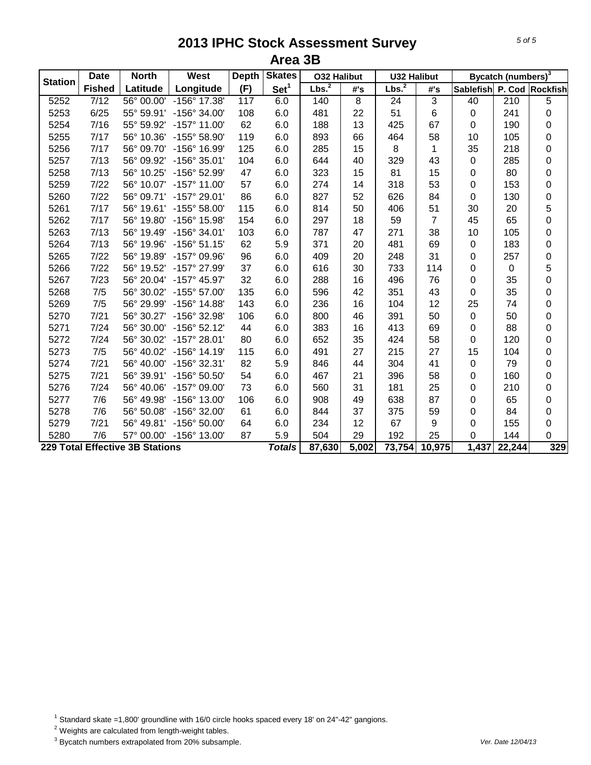# 2013 IPHC Stock Assessment Survey

## Area 3B

| Station | Date | North | West | Depth | Skates | O32 Halibut | | U32 Halibut | | Bycatch (numbers)[3] | | |
|---|---|---|---|---|---|---|---|---|---|---|---|---|
| | Fished | Latitude | Longitude | (F) | Set[1] | Lbs.[2] | #'s | Lbs.[2] | #'s | Sablefish | P. Cod | Rockfish |
| 5252 | 7/12 | 56° 00.00' | -156° 17.38' | 117 | 6.0 | 140 | 8 | 24 | 3 | 40 | 210 | 5 |
| 5253 | 6/25 | 55° 59.91' | -156° 34.00' | 108 | 6.0 | 481 | 22 | 51 | 6 | 0 | 241 | 0 |
| 5254 | 7/16 | 55° 59.92' | -157° 11.00' | 62 | 6.0 | 188 | 13 | 425 | 67 | 0 | 190 | 0 |
| 5255 | 7/17 | 56° 10.36' | -155° 58.90' | 119 | 6.0 | 893 | 66 | 464 | 58 | 10 | 105 | 0 |
| 5256 | 7/17 | 56° 09.70' | -156° 16.99' | 125 | 6.0 | 285 | 15 | 8 | 1 | 35 | 218 | 0 |
| 5257 | 7/13 | 56° 09.92' | -156° 35.01' | 104 | 6.0 | 644 | 40 | 329 | 43 | 0 | 285 | 0 |
| 5258 | 7/13 | 56° 10.25' | -156° 52.99' | 47 | 6.0 | 323 | 15 | 81 | 15 | 0 | 80 | 0 |
| 5259 | 7/22 | 56° 10.07' | -157° 11.00' | 57 | 6.0 | 274 | 14 | 318 | 53 | 0 | 153 | 0 |
| 5260 | 7/22 | 56° 09.71' | -157° 29.01' | 86 | 6.0 | 827 | 52 | 626 | 84 | 0 | 130 | 0 |
| 5261 | 7/17 | 56° 19.61' | -155° 58.00' | 115 | 6.0 | 814 | 50 | 406 | 51 | 30 | 20 | 5 |
| 5262 | 7/17 | 56° 19.80' | -156° 15.98' | 154 | 6.0 | 297 | 18 | 59 | 7 | 45 | 65 | 0 |
| 5263 | 7/13 | 56° 19.49' | -156° 34.01' | 103 | 6.0 | 787 | 47 | 271 | 38 | 10 | 105 | 0 |
| 5264 | 7/13 | 56° 19.96' | -156° 51.15' | 62 | 5.9 | 371 | 20 | 481 | 69 | 0 | 183 | 0 |
| 5265 | 7/22 | 56° 19.89' | -157° 09.96' | 96 | 6.0 | 409 | 20 | 248 | 31 | 0 | 257 | 0 |
| 5266 | 7/22 | 56° 19.52' | -157° 27.99' | 37 | 6.0 | 616 | 30 | 733 | 114 | 0 | 0 | 5 |
| 5267 | 7/23 | 56° 20.04' | -157° 45.97' | 32 | 6.0 | 288 | 16 | 496 | 76 | 0 | 35 | 0 |
| 5268 | 7/5 | 56° 30.02' | -155° 57.00' | 135 | 6.0 | 596 | 42 | 351 | 43 | 0 | 35 | 0 |
| 5269 | 7/5 | 56° 29.99' | -156° 14.88' | 143 | 6.0 | 236 | 16 | 104 | 12 | 25 | 74 | 0 |
| 5270 | 7/21 | 56° 30.27' | -156° 32.98' | 106 | 6.0 | 800 | 46 | 391 | 50 | 0 | 50 | 0 |
| 5271 | 7/24 | 56° 30.00' | -156° 52.12' | 44 | 6.0 | 383 | 16 | 413 | 69 | 0 | 88 | 0 |
| 5272 | 7/24 | 56° 30.02' | -157° 28.01' | 80 | 6.0 | 652 | 35 | 424 | 58 | 0 | 120 | 0 |
| 5273 | 7/5 | 56° 40.02' | -156° 14.19' | 115 | 6.0 | 491 | 27 | 215 | 27 | 15 | 104 | 0 |
| 5274 | 7/21 | 56° 40.00' | -156° 32.31' | 82 | 5.9 | 846 | 44 | 304 | 41 | 0 | 79 | 0 |
| 5275 | 7/21 | 56° 39.91' | -156° 50.50' | 54 | 6.0 | 467 | 21 | 396 | 58 | 0 | 160 | 0 |
| 5276 | 7/24 | 56° 40.06' | -157° 09.00' | 73 | 6.0 | 560 | 31 | 181 | 25 | 0 | 210 | 0 |
| 5277 | 7/6 | 56° 49.98' | -156° 13.00' | 106 | 6.0 | 908 | 49 | 638 | 87 | 0 | 65 | 0 |
| 5278 | 7/6 | 56° 50.08' | -156° 32.00' | 61 | 6.0 | 844 | 37 | 375 | 59 | 0 | 84 | 0 |
| 5279 | 7/21 | 56° 49.81' | -156° 50.00' | 64 | 6.0 | 234 | 12 | 67 | 9 | 0 | 155 | 0 |
| 5280 | 7/6 | 57° 00.00' | -156° 13.00' | 87 | 5.9 | 504 | 29 | 192 | 25 | 0 | 144 | 0 |
| **229 Total Effective 3B Stations** | | | | | ***Totals*** | **87,630** | **5,002** | **73,754** | **10,975** | **1,437** | **22,244** | **329** |

[1] Standard skate =1,800' groundline with 16/0 circle hooks spaced every 18' on 24"-42" gangions.

[2] Weights are calculated from length-weight tables.

[3] Bycatch numbers extrapolated from 20% subsample.

*Ver. Date 12/04/13*